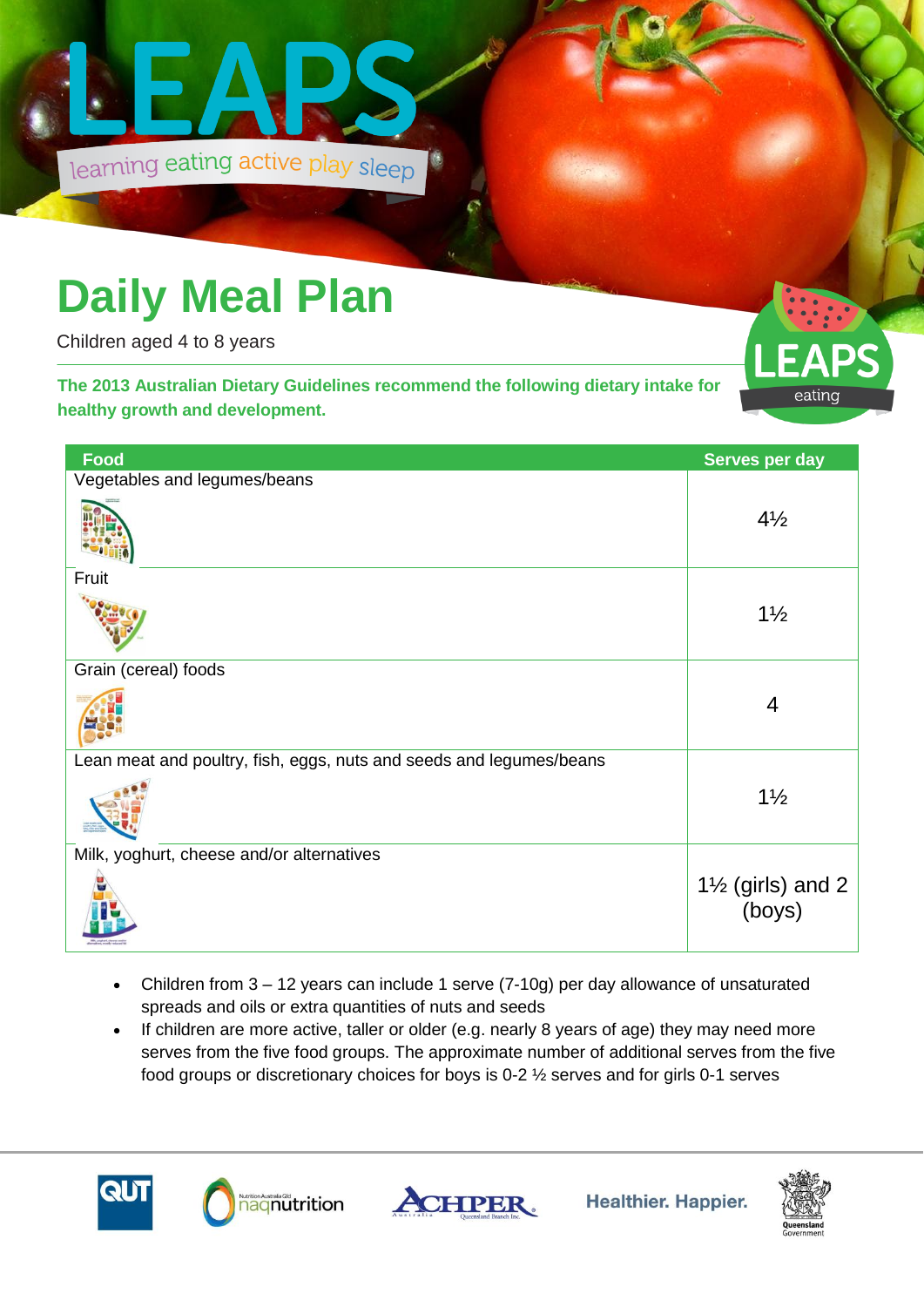# LEAPS

learning eating active play sleep

## Daily Meal Plan

Children aged 4 to 8 years

**The 2013 Australian Dietary Guidelines recommend the following dietary intake for healthy growth and development.**

| Food | Serves per day |
|---|---|
| Vegetables and legumes/beans | 4½ |
| Fruit | 1½ |
| Grain (cereal) foods | 4 |
| Lean meat and poultry, fish, eggs, nuts and seeds and legumes/beans | 1½ |
| Milk, yoghurt, cheese and/or alternatives | 1½ (girls) and 2 (boys) |

- Children from 3 – 12 years can include 1 serve (7-10g) per day allowance of unsaturated spreads and oils or extra quantities of nuts and seeds
- If children are more active, taller or older (e.g. nearly 8 years of age) they may need more serves from the five food groups. The approximate number of additional serves from the five food groups or discretionary choices for boys is 0-2 ½ serves and for girls 0-1 serves

Healthier. Happier.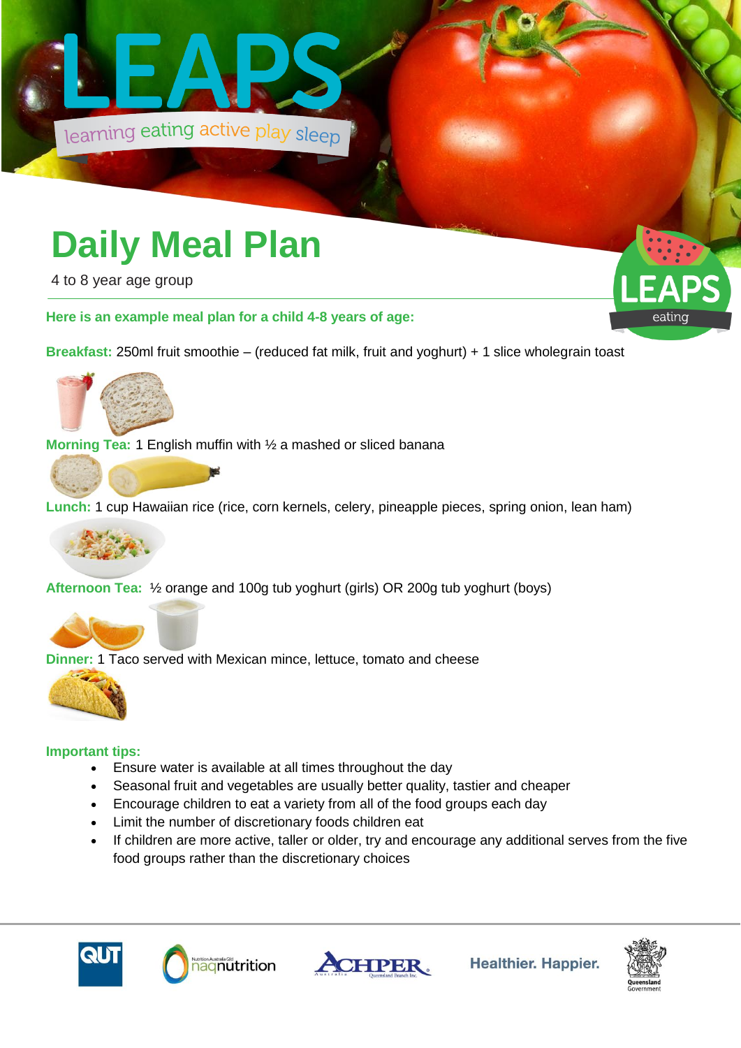# LEAPS

learning eating active play sleep

# Daily Meal Plan

4 to 8 year age group

**Here is an example meal plan for a child 4-8 years of age:**

**Breakfast:** 250ml fruit smoothie – (reduced fat milk, fruit and yoghurt) + 1 slice wholegrain toast

**Morning Tea:** 1 English muffin with ½ a mashed or sliced banana

**Lunch:** 1 cup Hawaiian rice (rice, corn kernels, celery, pineapple pieces, spring onion, lean ham)

**Afternoon Tea:** ½ orange and 100g tub yoghurt (girls) OR 200g tub yoghurt (boys)

**Dinner:** 1 Taco served with Mexican mince, lettuce, tomato and cheese

**Important tips:**

- Ensure water is available at all times throughout the day
- Seasonal fruit and vegetables are usually better quality, tastier and cheaper
- Encourage children to eat a variety from all of the food groups each day
- Limit the number of discretionary foods children eat
- If children are more active, taller or older, try and encourage any additional serves from the five food groups rather than the discretionary choices